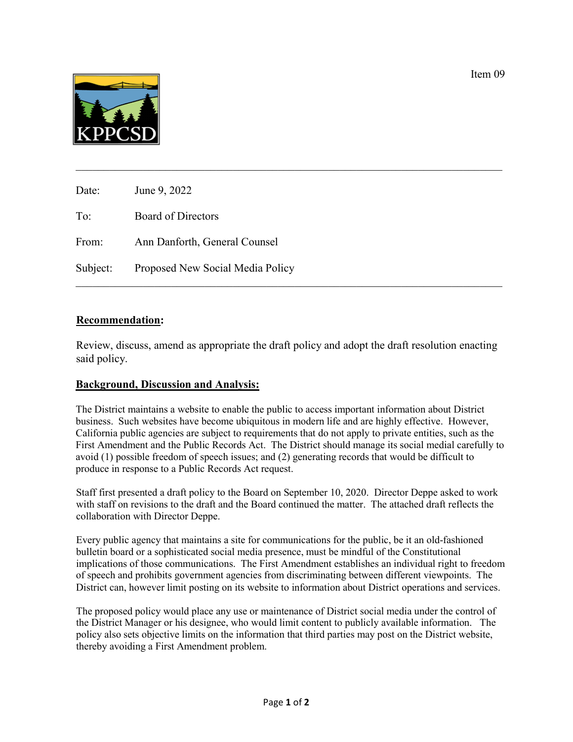Item 09

KPPCSD

---

Date: June 9, 2022

To: Board of Directors

From: Ann Danforth, General Counsel

Subject: Proposed New Social Media Policy

---

**Recommendation:**

Review, discuss, amend as appropriate the draft policy and adopt the draft resolution enacting said policy.

**Background, Discussion and Analysis:**

The District maintains a website to enable the public to access important information about District business. Such websites have become ubiquitous in modern life and are highly effective. However, California public agencies are subject to requirements that do not apply to private entities, such as the First Amendment and the Public Records Act. The District should manage its social medial carefully to avoid (1) possible freedom of speech issues; and (2) generating records that would be difficult to produce in response to a Public Records Act request.

Staff first presented a draft policy to the Board on September 10, 2020. Director Deppe asked to work with staff on revisions to the draft and the Board continued the matter. The attached draft reflects the collaboration with Director Deppe.

Every public agency that maintains a site for communications for the public, be it an old-fashioned bulletin board or a sophisticated social media presence, must be mindful of the Constitutional implications of those communications. The First Amendment establishes an individual right to freedom of speech and prohibits government agencies from discriminating between different viewpoints. The District can, however limit posting on its website to information about District operations and services.

The proposed policy would place any use or maintenance of District social media under the control of the District Manager or his designee, who would limit content to publicly available information. The policy also sets objective limits on the information that third parties may post on the District website, thereby avoiding a First Amendment problem.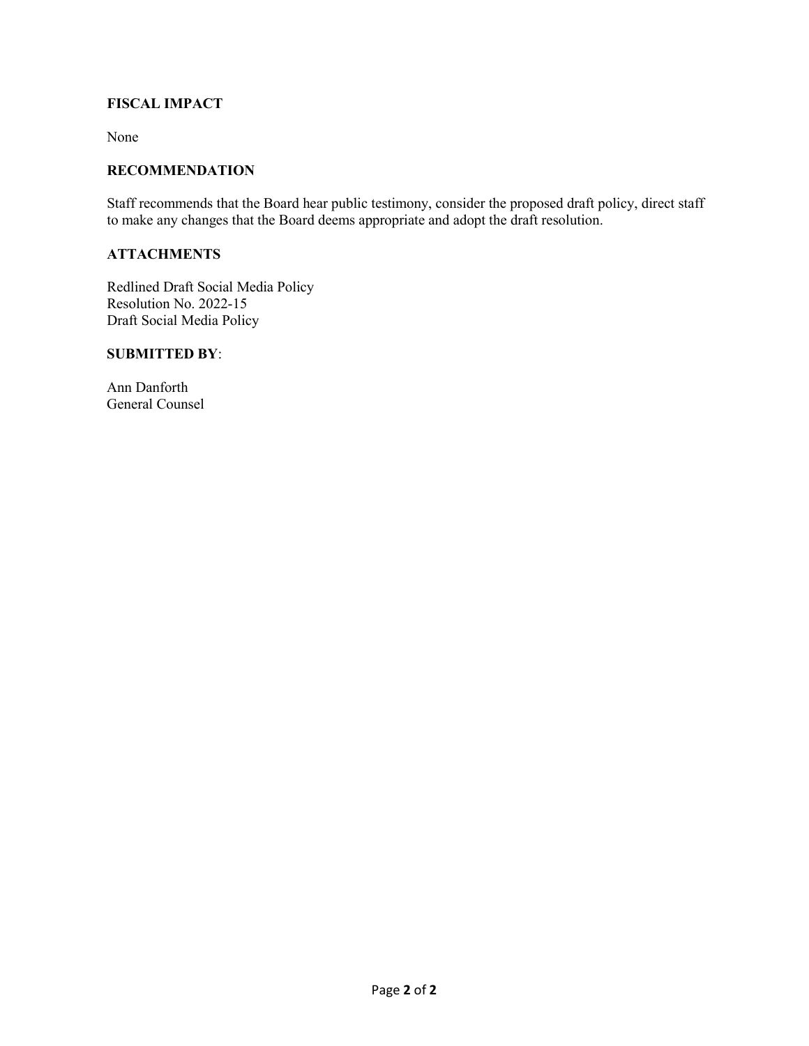## FISCAL IMPACT

None

## RECOMMENDATION

Staff recommends that the Board hear public testimony, consider the proposed draft policy, direct staff to make any changes that the Board deems appropriate and adopt the draft resolution.

## ATTACHMENTS

Redlined Draft Social Media Policy
Resolution No. 2022-15
Draft Social Media Policy

## SUBMITTED BY:

Ann Danforth
General Counsel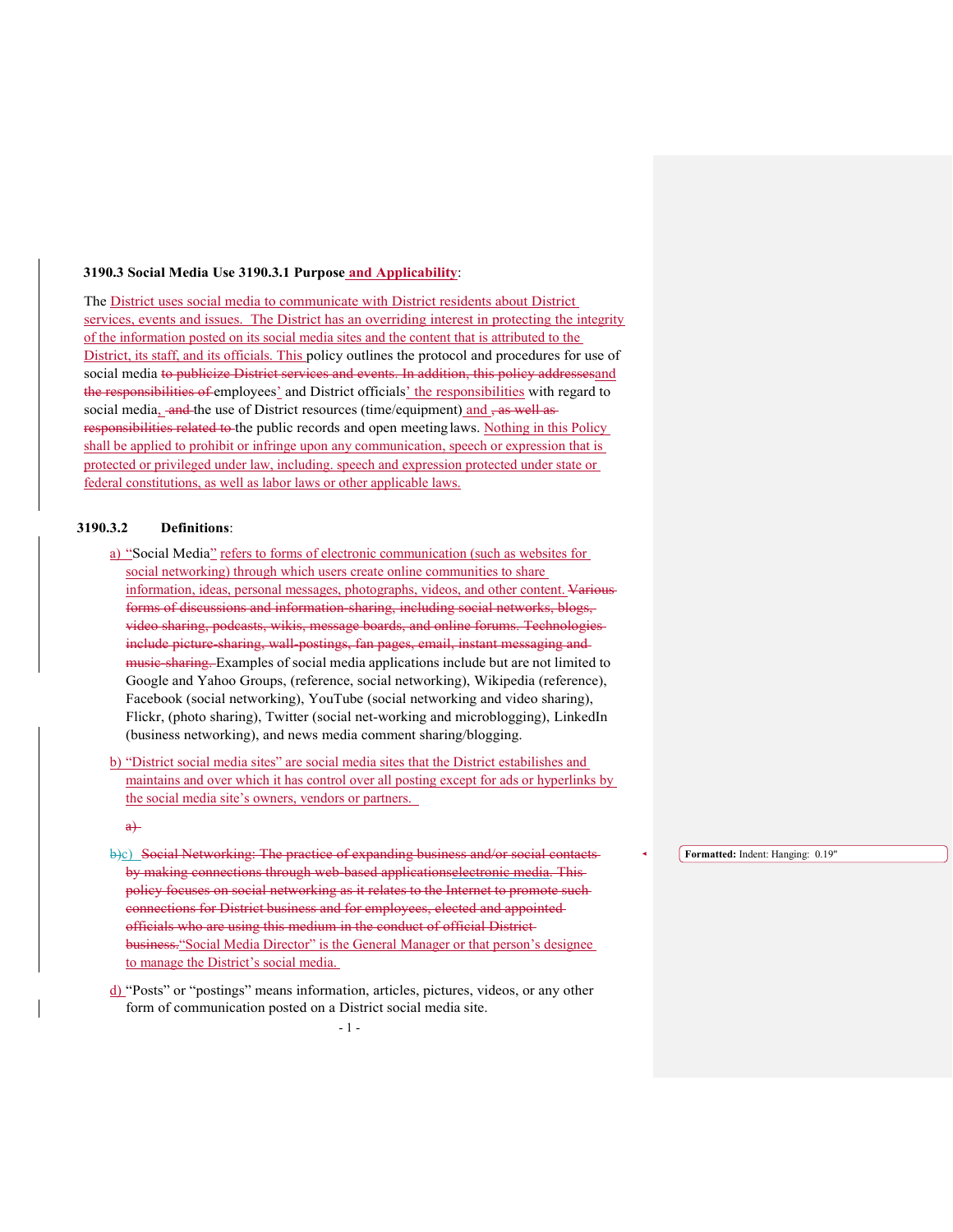**3190.3 Social Media Use 3190.3.1 Purpose and Applicability**:

The District uses social media to communicate with District residents about District services, events and issues. The District has an overriding interest in protecting the integrity of the information posted on its social media sites and the content that is attributed to the District, its staff, and its officials. This policy outlines the protocol and procedures for use of social media ~~to publicize District services and events. In addition, this policy addresses~~and ~~the responsibilities of~~ employees' and District officials' the responsibilities with regard to social media, ~~and~~ the use of District resources (time/equipment) and ~~, as well as responsibilities related to~~ the public records and open meeting laws. Nothing in this Policy shall be applied to prohibit or infringe upon any communication, speech or expression that is protected or privileged under law, including. speech and expression protected under state or federal constitutions, as well as labor laws or other applicable laws.

**3190.3.2 Definitions**:

a) "Social Media" refers to forms of electronic communication (such as websites for social networking) through which users create online communities to share information, ideas, personal messages, photographs, videos, and other content. ~~Various forms of discussions and information-sharing, including social networks, blogs, video sharing, podcasts, wikis, message boards, and online forums. Technologies include picture-sharing, wall-postings, fan pages, email, instant messaging and music-sharing.~~ Examples of social media applications include but are not limited to Google and Yahoo Groups, (reference, social networking), Wikipedia (reference), Facebook (social networking), YouTube (social networking and video sharing), Flickr, (photo sharing), Twitter (social net-working and microblogging), LinkedIn (business networking), and news media comment sharing/blogging.

b) "District social media sites" are social media sites that the District estabilishes and maintains and over which it has control over all posting except for ads or hyperlinks by the social media site's owners, vendors or partners.

~~a)~~

~~b)~~c) ~~Social Networking: The practice of expanding business and/or social contacts by making connections through web-based applications~~~~electronic media. This policy focuses on social networking as it relates to the Internet to promote such connections for District business and for employees, elected and appointed officials who are using this medium in the conduct of official District business.~~ "Social Media Director" is the General Manager or that person's designee to manage the District's social media.

d) "Posts" or "postings" means information, articles, pictures, videos, or any other form of communication posted on a District social media site.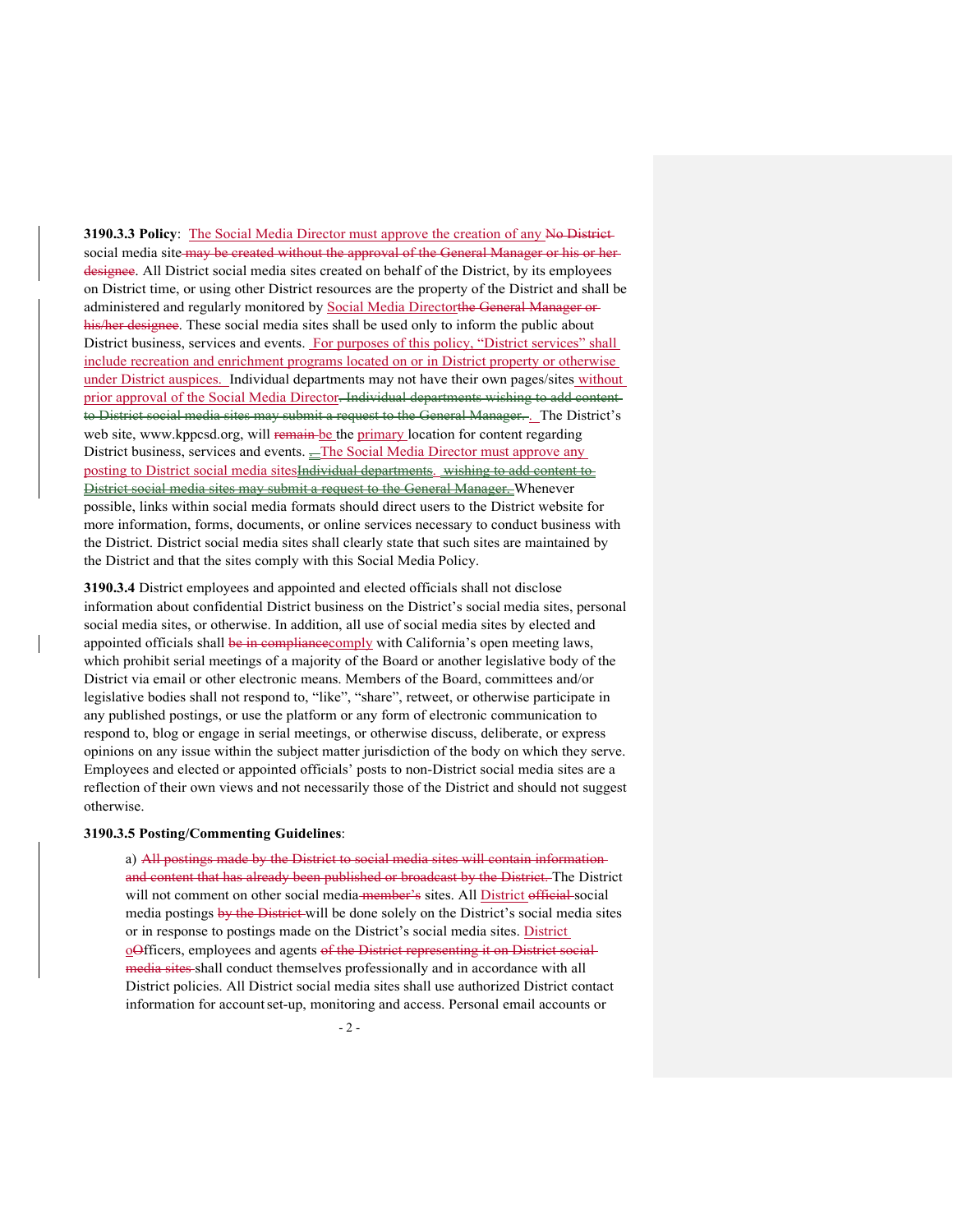**3190.3.3 Policy**: The Social Media Director must approve the creation of any ~~No District~~ social media site ~~may be created without the approval of the General Manager or his or her designee~~. All District social media sites created on behalf of the District, by its employees on District time, or using other District resources are the property of the District and shall be administered and regularly monitored by Social Media Director~~the General Manager or his/her designee~~. These social media sites shall be used only to inform the public about District business, services and events. For purposes of this policy, "District services" shall include recreation and enrichment programs located on or in District property or otherwise under District auspices. Individual departments may not have their own pages/sites without prior approval of the Social Media Director~~. Individual departments wishing to add content to District social media sites may submit a request to the General Manager. ~~. The District's web site, www.kppcsd.org, will ~~remain~~ be the primary location for content regarding District business, services and events. ~~.~~ The Social Media Director must approve any posting to District social media sites~~Individual departments~~. ~~wishing to add content to District social media sites may submit a request to the General Manager.~~ Whenever possible, links within social media formats should direct users to the District website for more information, forms, documents, or online services necessary to conduct business with the District. District social media sites shall clearly state that such sites are maintained by the District and that the sites comply with this Social Media Policy.

**3190.3.4** District employees and appointed and elected officials shall not disclose information about confidential District business on the District's social media sites, personal social media sites, or otherwise. In addition, all use of social media sites by elected and appointed officials shall ~~be in compliance~~comply with California's open meeting laws, which prohibit serial meetings of a majority of the Board or another legislative body of the District via email or other electronic means. Members of the Board, committees and/or legislative bodies shall not respond to, "like", "share", retweet, or otherwise participate in any published postings, or use the platform or any form of electronic communication to respond to, blog or engage in serial meetings, or otherwise discuss, deliberate, or express opinions on any issue within the subject matter jurisdiction of the body on which they serve. Employees and elected or appointed officials' posts to non-District social media sites are a reflection of their own views and not necessarily those of the District and should not suggest otherwise.

**3190.3.5 Posting/Commenting Guidelines**:

a) ~~All postings made by the District to social media sites will contain information and content that has already been published or broadcast by the District.~~ The District will not comment on other social media ~~member's~~ sites. All District ~~official~~ social media postings ~~by the District~~ will be done solely on the District's social media sites or in response to postings made on the District's social media sites. District o~~O~~fficers, employees and agents ~~of the District representing it on District social media sites~~ shall conduct themselves professionally and in accordance with all District policies. All District social media sites shall use authorized District contact information for account set-up, monitoring and access. Personal email accounts or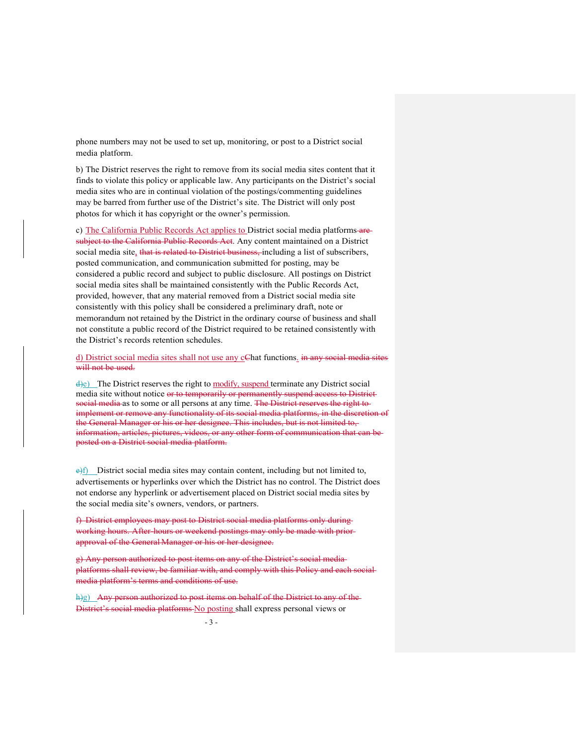phone numbers may not be used to set up, monitoring, or post to a District social media platform.

b) The District reserves the right to remove from its social media sites content that it finds to violate this policy or applicable law. Any participants on the District's social media sites who are in continual violation of the postings/commenting guidelines may be barred from further use of the District's site. The District will only post photos for which it has copyright or the owner's permission.

c) The California Public Records Act applies to District social media platforms ~~are subject to the California Public Records Act~~. Any content maintained on a District social media site, ~~that is related to District business,~~ including a list of subscribers, posted communication, and communication submitted for posting, may be considered a public record and subject to public disclosure. All postings on District social media sites shall be maintained consistently with the Public Records Act, provided, however, that any material removed from a District social media site consistently with this policy shall be considered a preliminary draft, note or memorandum not retained by the District in the ordinary course of business and shall not constitute a public record of the District required to be retained consistently with the District's records retention schedules.

d) District social media sites shall not use any c~~C~~hat functions. ~~in any social media sites will not be used.~~

~~d)~~e) The District reserves the right to modify, suspend terminate any District social media site without notice ~~or to temporarily or permanently suspend access to District social media~~ as to some or all persons at any time. ~~The District reserves the right to implement or remove any functionality of its social media platforms, in the discretion of the General Manager or his or her designee. This includes, but is not limited to, information, articles, pictures, videos, or any other form of communication that can be posted on a District social media platform.~~

~~e)~~f) District social media sites may contain content, including but not limited to, advertisements or hyperlinks over which the District has no control. The District does not endorse any hyperlink or advertisement placed on District social media sites by the social media site's owners, vendors, or partners.

~~f) District employees may post to District social media platforms only during working hours. After-hours or weekend postings may only be made with prior approval of the General Manager or his or her designee.~~

~~g) Any person authorized to post items on any of the District's social media platforms shall review, be familiar with, and comply with this Policy and each social media platform's terms and conditions of use.~~

~~h)~~g) ~~Any person authorized to post items on behalf of the District to any of the District's social media platforms~~ No posting shall express personal views or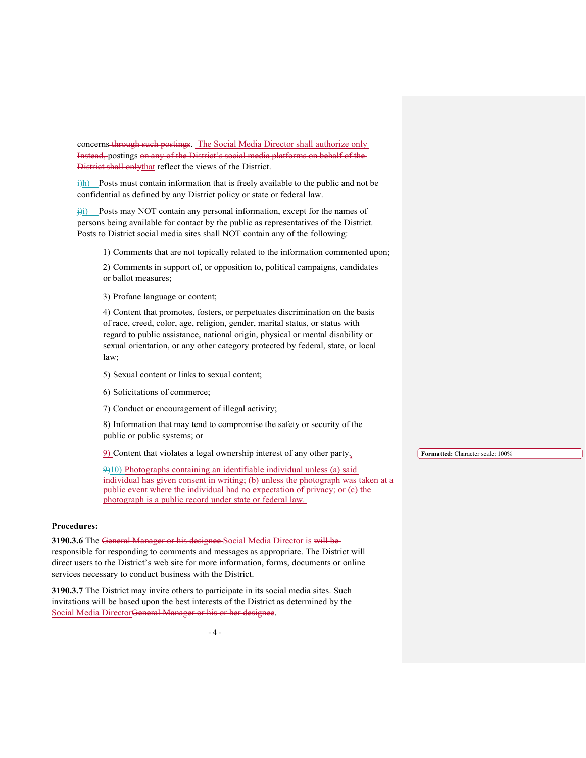concerns ~~through such postings~~. The Social Media Director shall authorize only ~~Instead,~~ postings ~~on any of the District's social media platforms on behalf of the District shall only~~that reflect the views of the District.

~~i)~~h) Posts must contain information that is freely available to the public and not be confidential as defined by any District policy or state or federal law.

~~j)~~i) Posts may NOT contain any personal information, except for the names of persons being available for contact by the public as representatives of the District. Posts to District social media sites shall NOT contain any of the following:

> 1) Comments that are not topically related to the information commented upon;
>
> 2) Comments in support of, or opposition to, political campaigns, candidates or ballot measures;
>
> 3) Profane language or content;
>
> 4) Content that promotes, fosters, or perpetuates discrimination on the basis of race, creed, color, age, religion, gender, marital status, or status with regard to public assistance, national origin, physical or mental disability or sexual orientation, or any other category protected by federal, state, or local law;
>
> 5) Sexual content or links to sexual content;
>
> 6) Solicitations of commerce;
>
> 7) Conduct or encouragement of illegal activity;
>
> 8) Information that may tend to compromise the safety or security of the public or public systems; or
>
> 9) Content that violates a legal ownership interest of any other party.
>
> ~~9)~~10) Photographs containing an identifiable individual unless (a) said individual has given consent in writing; (b) unless the photograph was taken at a public event where the individual had no expectation of privacy; or (c) the photograph is a public record under state or federal law.

**Procedures:**

**3190.3.6** The ~~General Manager or his designee~~ Social Media Director is ~~will be~~ responsible for responding to comments and messages as appropriate. The District will direct users to the District's web site for more information, forms, documents or online services necessary to conduct business with the District.

**3190.3.7** The District may invite others to participate in its social media sites. Such invitations will be based upon the best interests of the District as determined by the Social Media Director~~General Manager or his or her designee~~.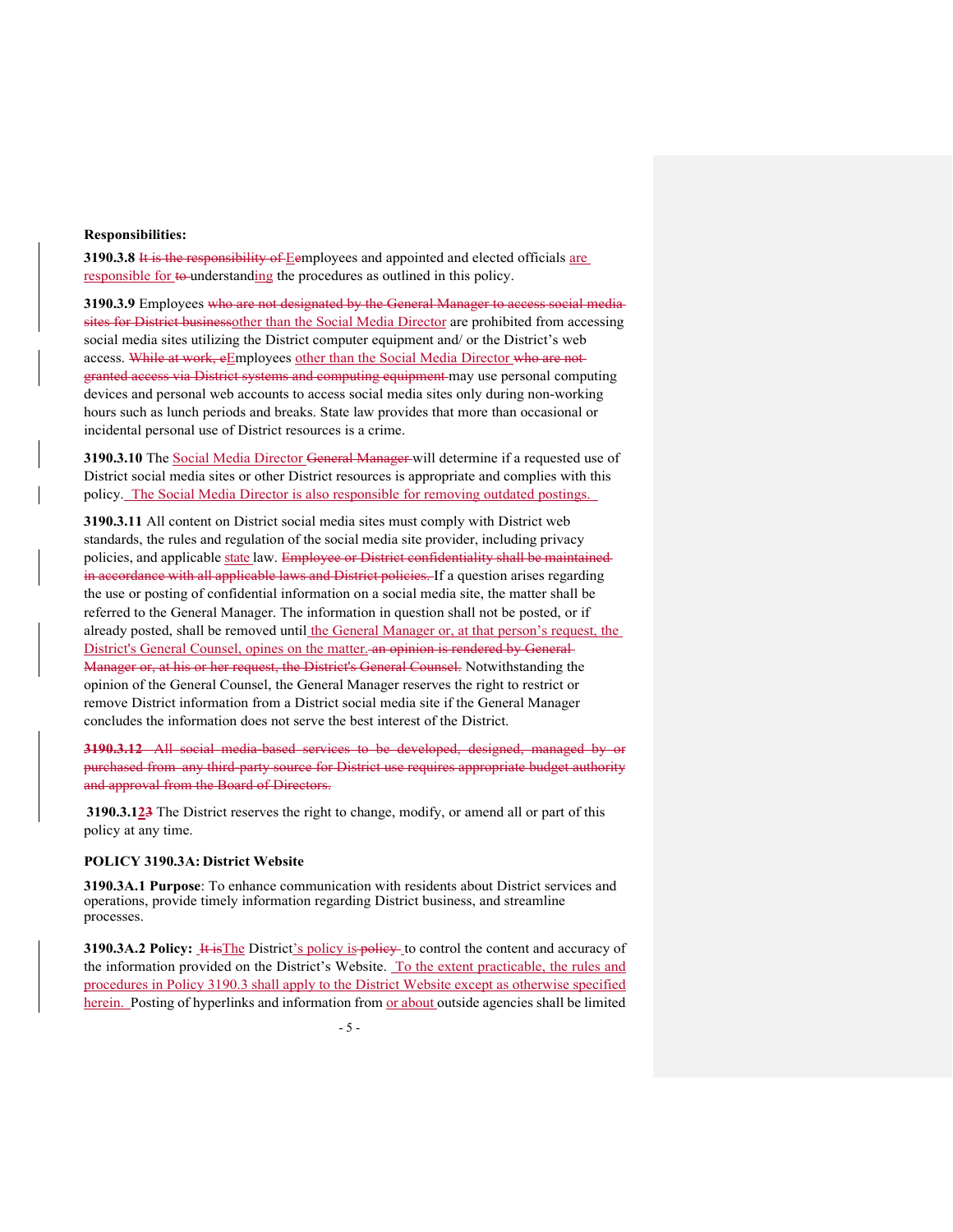**Responsibilities:**

**3190.3.8** ~~It is the responsibility of~~ E~~e~~mployees and appointed and elected officials are responsible for ~~to~~ understanding the procedures as outlined in this policy.

**3190.3.9** Employees ~~who are not designated by the General Manager to access social media sites for District business~~other than the Social Media Director are prohibited from accessing social media sites utilizing the District computer equipment and/ or the District's web access. ~~While at work, e~~Employees other than the Social Media Director ~~who are not granted access via District systems and computing equipment~~ may use personal computing devices and personal web accounts to access social media sites only during non-working hours such as lunch periods and breaks. State law provides that more than occasional or incidental personal use of District resources is a crime.

**3190.3.10** The Social Media Director ~~General Manager~~ will determine if a requested use of District social media sites or other District resources is appropriate and complies with this policy. The Social Media Director is also responsible for removing outdated postings.

**3190.3.11** All content on District social media sites must comply with District web standards, the rules and regulation of the social media site provider, including privacy policies, and applicable state law. ~~Employee or District confidentiality shall be maintained in accordance with all applicable laws and District policies.~~ If a question arises regarding the use or posting of confidential information on a social media site, the matter shall be referred to the General Manager. The information in question shall not be posted, or if already posted, shall be removed until the General Manager or, at that person's request, the District's General Counsel, opines on the matter. ~~an opinion is rendered by General Manager or, at his or her request, the District's General Counsel.~~ Notwithstanding the opinion of the General Counsel, the General Manager reserves the right to restrict or remove District information from a District social media site if the General Manager concludes the information does not serve the best interest of the District.

~~**3190.3.12** All social media-based services to be developed, designed, managed by or purchased from any third-party source for District use requires appropriate budget authority and approval from the Board of Directors.~~

**3190.3.12~~3~~** The District reserves the right to change, modify, or amend all or part of this policy at any time.

**POLICY 3190.3A: District Website**

**3190.3A.1 Purpose**: To enhance communication with residents about District services and operations, provide timely information regarding District business, and streamline processes.

**3190.3A.2 Policy:** ~~It is~~The District's policy is ~~policy~~ to control the content and accuracy of the information provided on the District's Website. To the extent practicable, the rules and procedures in Policy 3190.3 shall apply to the District Website except as otherwise specified herein. Posting of hyperlinks and information from or about outside agencies shall be limited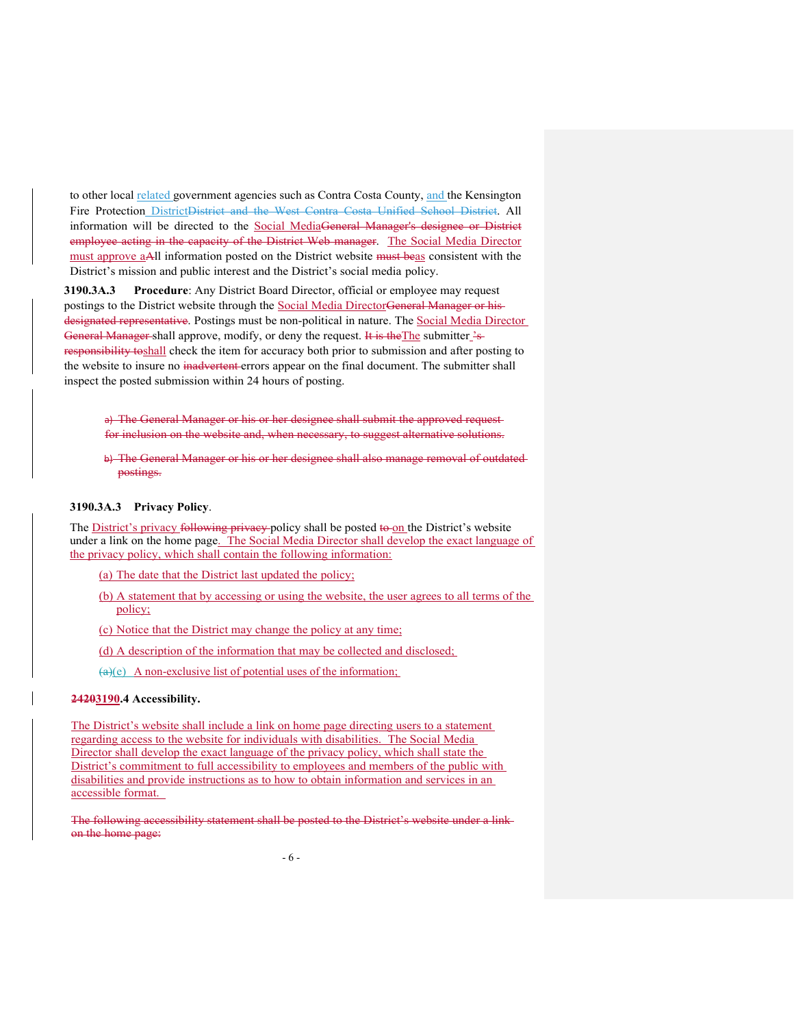to other local related government agencies such as Contra Costa County, and the Kensington Fire Protection DistrictDistrict and the West Contra Costa Unified School District. All information will be directed to the Social MediaGeneral Manager's designee or District employee acting in the capacity of the District Web manager. The Social Media Director must approve aAll information posted on the District website must beas consistent with the District's mission and public interest and the District's social media policy.

**3190.3A.3 Procedure**: Any District Board Director, official or employee may request postings to the District website through the Social Media DirectorGeneral Manager or his designated representative. Postings must be non-political in nature. The Social Media Director General Manager shall approve, modify, or deny the request. It is theThe submitter 's responsibility toshall check the item for accuracy both prior to submission and after posting to the website to insure no inadvertent errors appear on the final document. The submitter shall inspect the posted submission within 24 hours of posting.

a) The General Manager or his or her designee shall submit the approved request for inclusion on the website and, when necessary, to suggest alternative solutions.

b) The General Manager or his or her designee shall also manage removal of outdated postings.

**3190.3A.3 Privacy Policy**.

The District's privacy following privacy policy shall be posted to on the District's website under a link on the home page. The Social Media Director shall develop the exact language of the privacy policy, which shall contain the following information:

(a) The date that the District last updated the policy;

(b) A statement that by accessing or using the website, the user agrees to all terms of the policy;

(c) Notice that the District may change the policy at any time;

(d) A description of the information that may be collected and disclosed;

(a)(e) A non-exclusive list of potential uses of the information;

**24203190.4 Accessibility.**

The District's website shall include a link on home page directing users to a statement regarding access to the website for individuals with disabilities. The Social Media Director shall develop the exact language of the privacy policy, which shall state the District's commitment to full accessibility to employees and members of the public with disabilities and provide instructions as to how to obtain information and services in an accessible format.

The following accessibility statement shall be posted to the District's website under a link on the home page: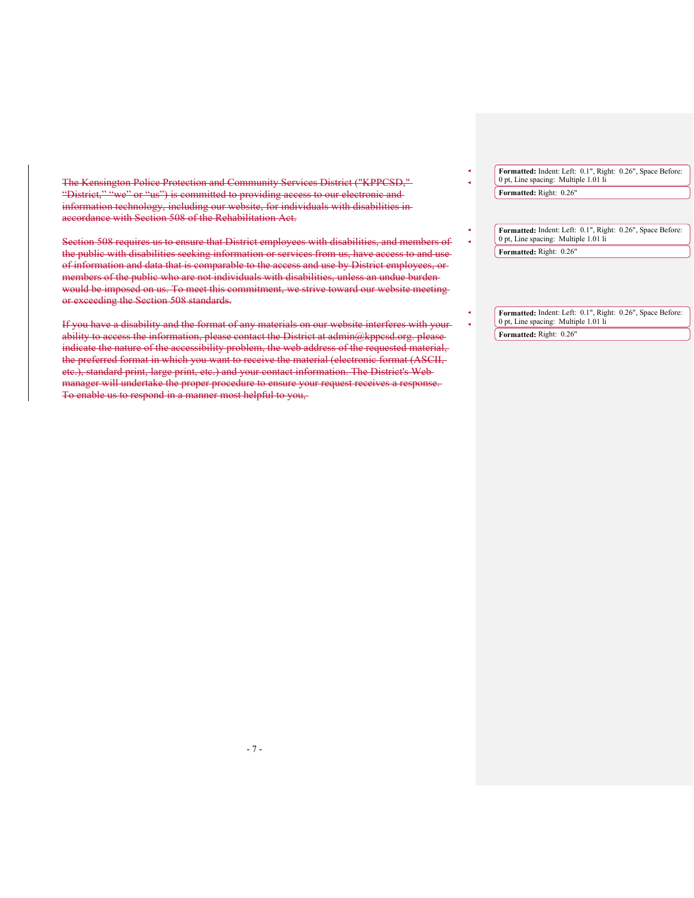~~The Kensington Police Protection and Community Services District ("KPPCSD," "District," "we" or "us") is committed to providing access to our electronic and information technology, including our website, for individuals with disabilities in accordance with Section 508 of the Rehabilitation Act.~~

~~Section 508 requires us to ensure that District employees with disabilities, and members of the public with disabilities seeking information or services from us, have access to and use of information and data that is comparable to the access and use by District employees, or members of the public who are not individuals with disabilities, unless an undue burden would be imposed on us. To meet this commitment, we strive toward our website meeting or exceeding the Section 508 standards.~~

~~If you have a disability and the format of any materials on our website interferes with your ability to access the information, please contact the District at admin@kppcsd.org. please indicate the nature of the accessibility problem, the web address of the requested material, the preferred format in which you want to receive the material (electronic format (ASCII, etc.), standard print, large print, etc.) and your contact information. The District's Web manager will undertake the proper procedure to ensure your request receives a response. To enable us to respond in a manner most helpful to you,~~

**Formatted:** Indent: Left: 0.1", Right: 0.26", Space Before: 0 pt, Line spacing: Multiple 1.01 li

**Formatted:** Right: 0.26"

**Formatted:** Indent: Left: 0.1", Right: 0.26", Space Before: 0 pt, Line spacing: Multiple 1.01 li

**Formatted:** Right: 0.26"

**Formatted:** Indent: Left: 0.1", Right: 0.26", Space Before: 0 pt, Line spacing: Multiple 1.01 li

**Formatted:** Right: 0.26"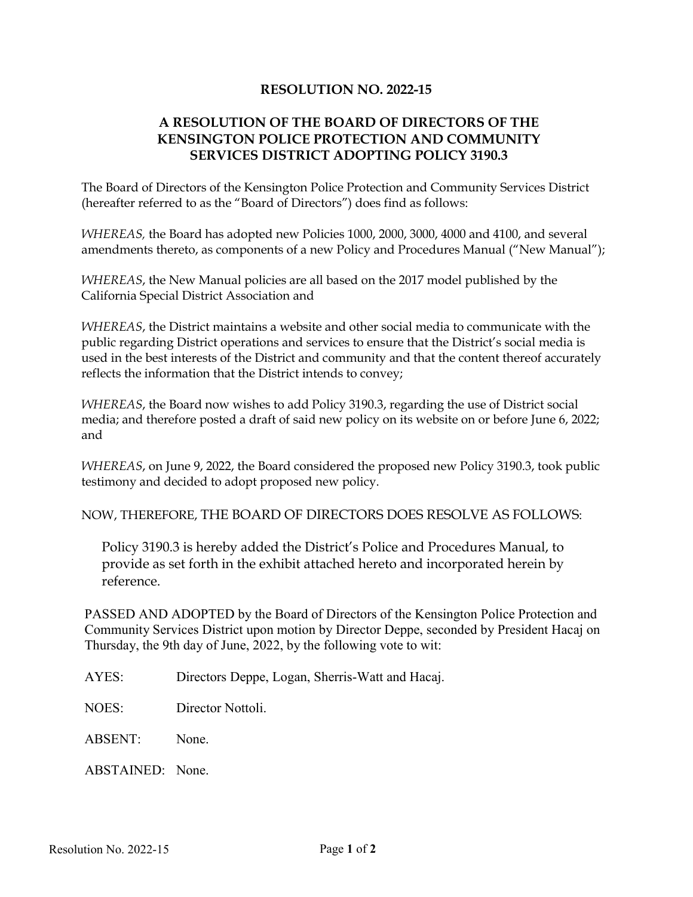**RESOLUTION NO. 2022-15**

**A RESOLUTION OF THE BOARD OF DIRECTORS OF THE KENSINGTON POLICE PROTECTION AND COMMUNITY SERVICES DISTRICT ADOPTING POLICY 3190.3**

The Board of Directors of the Kensington Police Protection and Community Services District (hereafter referred to as the "Board of Directors") does find as follows:

*WHEREAS,* the Board has adopted new Policies 1000, 2000, 3000, 4000 and 4100, and several amendments thereto, as components of a new Policy and Procedures Manual ("New Manual");

*WHEREAS*, the New Manual policies are all based on the 2017 model published by the California Special District Association and

*WHEREAS*, the District maintains a website and other social media to communicate with the public regarding District operations and services to ensure that the District's social media is used in the best interests of the District and community and that the content thereof accurately reflects the information that the District intends to convey;

*WHEREAS*, the Board now wishes to add Policy 3190.3, regarding the use of District social media; and therefore posted a draft of said new policy on its website on or before June 6, 2022; and

*WHEREAS*, on June 9, 2022, the Board considered the proposed new Policy 3190.3, took public testimony and decided to adopt proposed new policy.

NOW, THEREFORE, THE BOARD OF DIRECTORS DOES RESOLVE AS FOLLOWS:

Policy 3190.3 is hereby added the District's Police and Procedures Manual, to provide as set forth in the exhibit attached hereto and incorporated herein by reference.

PASSED AND ADOPTED by the Board of Directors of the Kensington Police Protection and Community Services District upon motion by Director Deppe, seconded by President Hacaj on Thursday, the 9th day of June, 2022, by the following vote to wit:

AYES: Directors Deppe, Logan, Sherris-Watt and Hacaj.

NOES: Director Nottoli.

ABSENT: None.

ABSTAINED: None.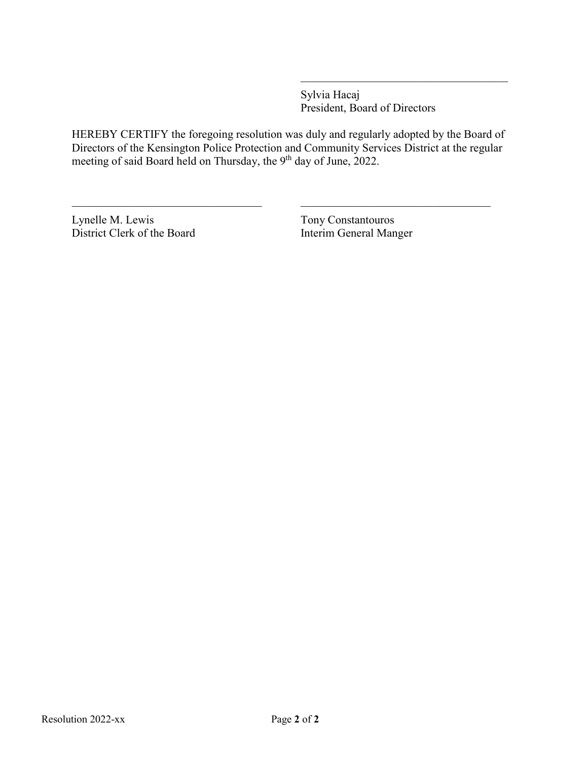\_\_\_\_\_\_\_\_\_\_\_\_\_\_\_\_\_\_\_\_\_\_\_\_\_\_\_\_\_\_\_\_\_\_\_\_\_\_

Sylvia Hacaj
President, Board of Directors

HEREBY CERTIFY the foregoing resolution was duly and regularly adopted by the Board of Directors of the Kensington Police Protection and Community Services District at the regular meeting of said Board held on Thursday, the 9th day of June, 2022.

\_\_\_\_\_\_\_\_\_\_\_\_\_\_\_\_\_\_\_\_\_\_\_\_\_\_\_\_\_\_\_\_\_\_\_\_

Lynelle M. Lewis
District Clerk of the Board

\_\_\_\_\_\_\_\_\_\_\_\_\_\_\_\_\_\_\_\_\_\_\_\_\_\_\_\_\_\_\_\_\_\_\_\_

Tony Constantouros
Interim General Manger

Resolution 2022-xx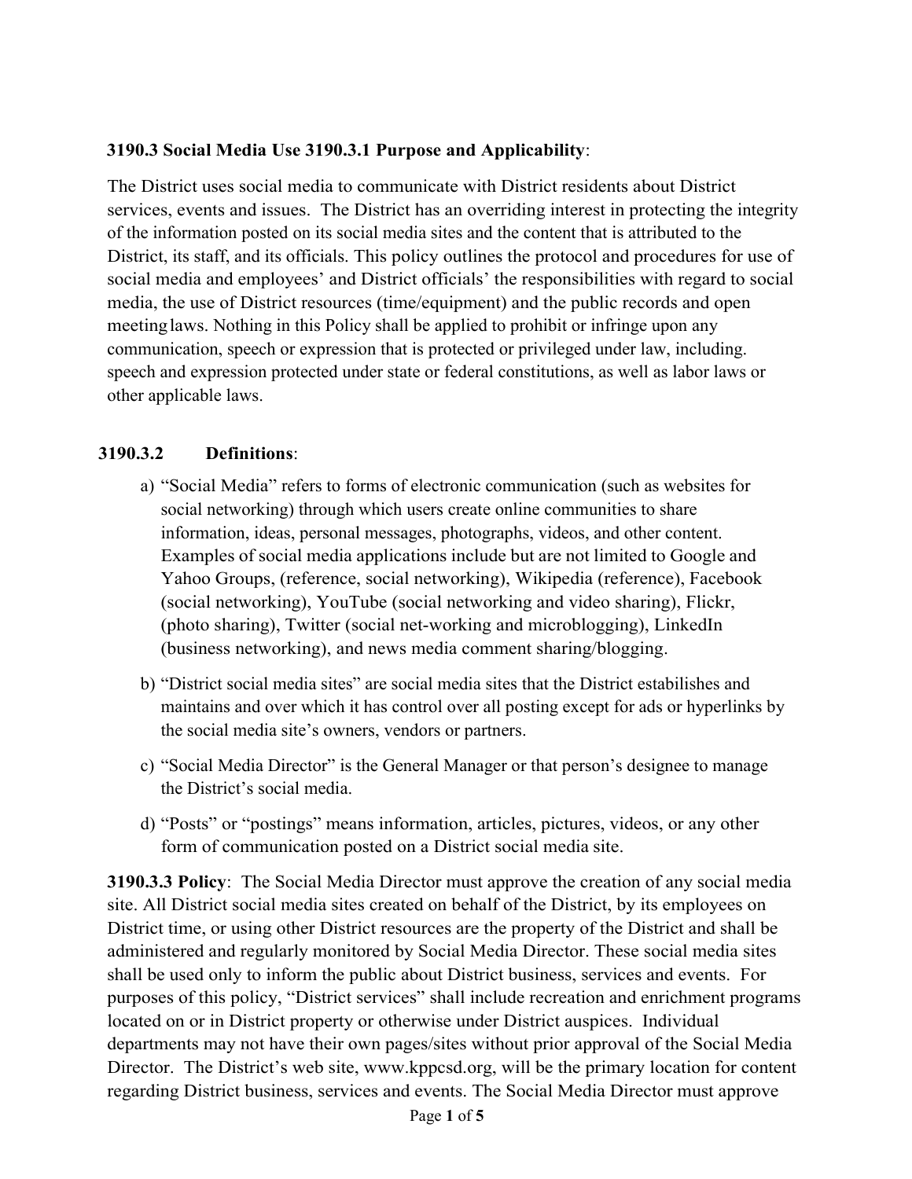**3190.3 Social Media Use 3190.3.1 Purpose and Applicability**:

The District uses social media to communicate with District residents about District services, events and issues. The District has an overriding interest in protecting the integrity of the information posted on its social media sites and the content that is attributed to the District, its staff, and its officials. This policy outlines the protocol and procedures for use of social media and employees' and District officials' the responsibilities with regard to social media, the use of District resources (time/equipment) and the public records and open meeting laws. Nothing in this Policy shall be applied to prohibit or infringe upon any communication, speech or expression that is protected or privileged under law, including. speech and expression protected under state or federal constitutions, as well as labor laws or other applicable laws.

**3190.3.2 Definitions**:

a) "Social Media" refers to forms of electronic communication (such as websites for social networking) through which users create online communities to share information, ideas, personal messages, photographs, videos, and other content. Examples of social media applications include but are not limited to Google and Yahoo Groups, (reference, social networking), Wikipedia (reference), Facebook (social networking), YouTube (social networking and video sharing), Flickr, (photo sharing), Twitter (social net-working and microblogging), LinkedIn (business networking), and news media comment sharing/blogging.

b) "District social media sites" are social media sites that the District estabilishes and maintains and over which it has control over all posting except for ads or hyperlinks by the social media site's owners, vendors or partners.

c) "Social Media Director" is the General Manager or that person's designee to manage the District's social media.

d) "Posts" or "postings" means information, articles, pictures, videos, or any other form of communication posted on a District social media site.

**3190.3.3 Policy**: The Social Media Director must approve the creation of any social media site. All District social media sites created on behalf of the District, by its employees on District time, or using other District resources are the property of the District and shall be administered and regularly monitored by Social Media Director. These social media sites shall be used only to inform the public about District business, services and events. For purposes of this policy, "District services" shall include recreation and enrichment programs located on or in District property or otherwise under District auspices. Individual departments may not have their own pages/sites without prior approval of the Social Media Director. The District's web site, www.kppcsd.org, will be the primary location for content regarding District business, services and events. The Social Media Director must approve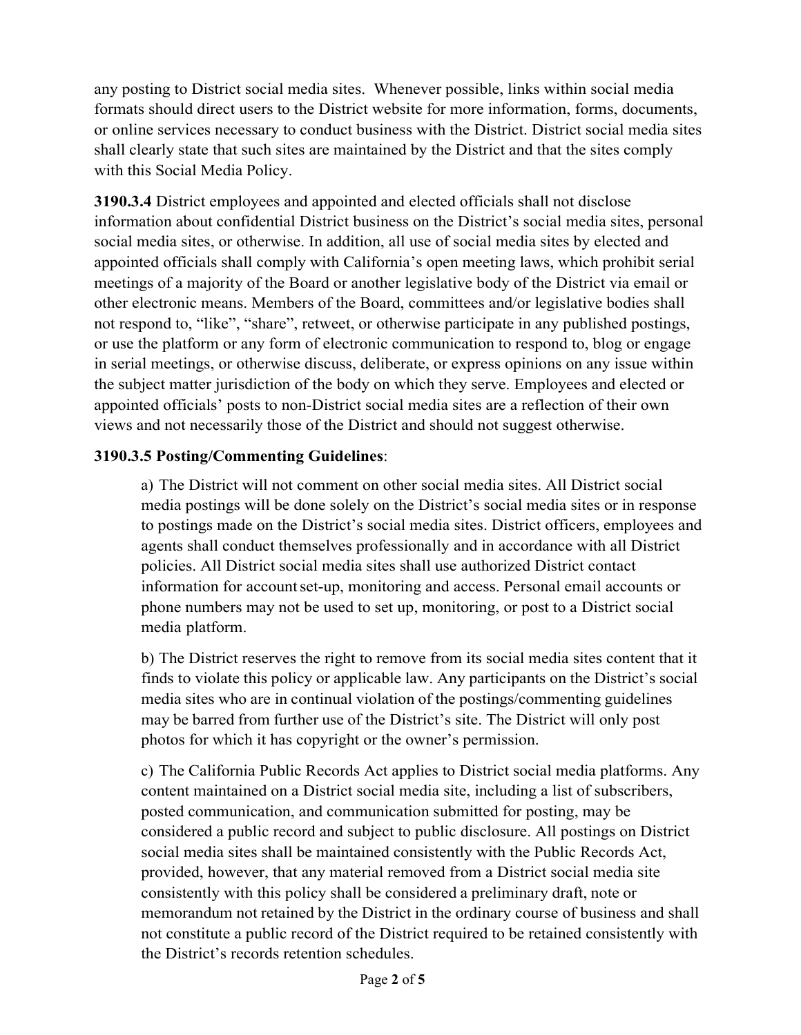any posting to District social media sites. Whenever possible, links within social media formats should direct users to the District website for more information, forms, documents, or online services necessary to conduct business with the District. District social media sites shall clearly state that such sites are maintained by the District and that the sites comply with this Social Media Policy.

**3190.3.4** District employees and appointed and elected officials shall not disclose information about confidential District business on the District's social media sites, personal social media sites, or otherwise. In addition, all use of social media sites by elected and appointed officials shall comply with California's open meeting laws, which prohibit serial meetings of a majority of the Board or another legislative body of the District via email or other electronic means. Members of the Board, committees and/or legislative bodies shall not respond to, "like", "share", retweet, or otherwise participate in any published postings, or use the platform or any form of electronic communication to respond to, blog or engage in serial meetings, or otherwise discuss, deliberate, or express opinions on any issue within the subject matter jurisdiction of the body on which they serve. Employees and elected or appointed officials' posts to non-District social media sites are a reflection of their own views and not necessarily those of the District and should not suggest otherwise.

**3190.3.5 Posting/Commenting Guidelines**:

a) The District will not comment on other social media sites. All District social media postings will be done solely on the District's social media sites or in response to postings made on the District's social media sites. District officers, employees and agents shall conduct themselves professionally and in accordance with all District policies. All District social media sites shall use authorized District contact information for account set-up, monitoring and access. Personal email accounts or phone numbers may not be used to set up, monitoring, or post to a District social media platform.

b) The District reserves the right to remove from its social media sites content that it finds to violate this policy or applicable law. Any participants on the District's social media sites who are in continual violation of the postings/commenting guidelines may be barred from further use of the District's site. The District will only post photos for which it has copyright or the owner's permission.

c) The California Public Records Act applies to District social media platforms. Any content maintained on a District social media site, including a list of subscribers, posted communication, and communication submitted for posting, may be considered a public record and subject to public disclosure. All postings on District social media sites shall be maintained consistently with the Public Records Act, provided, however, that any material removed from a District social media site consistently with this policy shall be considered a preliminary draft, note or memorandum not retained by the District in the ordinary course of business and shall not constitute a public record of the District required to be retained consistently with the District's records retention schedules.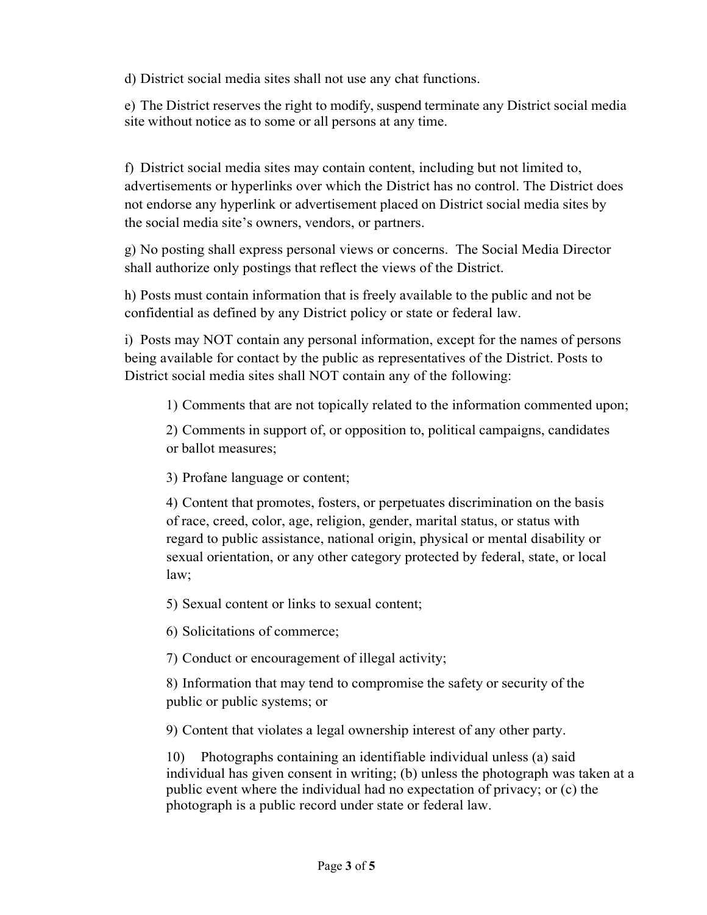d) District social media sites shall not use any chat functions.

e) The District reserves the right to modify, suspend terminate any District social media site without notice as to some or all persons at any time.

f) District social media sites may contain content, including but not limited to, advertisements or hyperlinks over which the District has no control. The District does not endorse any hyperlink or advertisement placed on District social media sites by the social media site's owners, vendors, or partners.

g) No posting shall express personal views or concerns. The Social Media Director shall authorize only postings that reflect the views of the District.

h) Posts must contain information that is freely available to the public and not be confidential as defined by any District policy or state or federal law.

i) Posts may NOT contain any personal information, except for the names of persons being available for contact by the public as representatives of the District. Posts to District social media sites shall NOT contain any of the following:

> 1) Comments that are not topically related to the information commented upon;
>
> 2) Comments in support of, or opposition to, political campaigns, candidates or ballot measures;
>
> 3) Profane language or content;
>
> 4) Content that promotes, fosters, or perpetuates discrimination on the basis of race, creed, color, age, religion, gender, marital status, or status with regard to public assistance, national origin, physical or mental disability or sexual orientation, or any other category protected by federal, state, or local law;
>
> 5) Sexual content or links to sexual content;
>
> 6) Solicitations of commerce;
>
> 7) Conduct or encouragement of illegal activity;
>
> 8) Information that may tend to compromise the safety or security of the public or public systems; or
>
> 9) Content that violates a legal ownership interest of any other party.
>
> 10) Photographs containing an identifiable individual unless (a) said individual has given consent in writing; (b) unless the photograph was taken at a public event where the individual had no expectation of privacy; or (c) the photograph is a public record under state or federal law.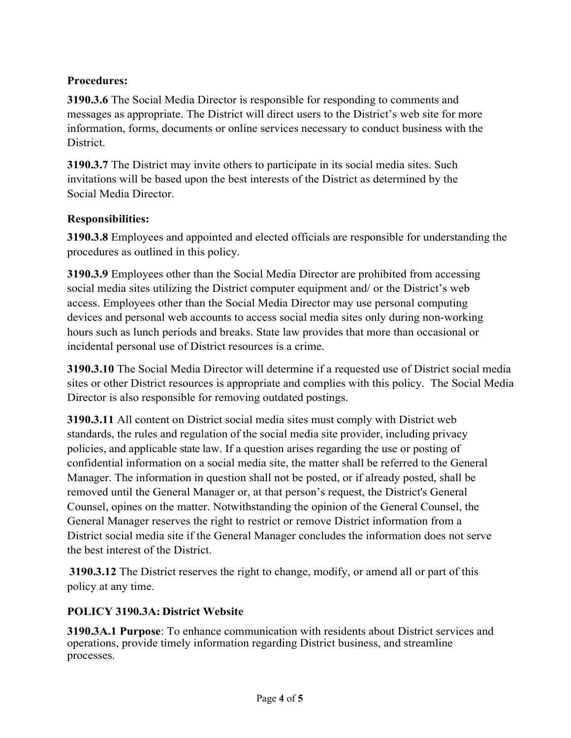**Procedures:**

**3190.3.6** The Social Media Director is responsible for responding to comments and messages as appropriate. The District will direct users to the District's web site for more information, forms, documents or online services necessary to conduct business with the District.

**3190.3.7** The District may invite others to participate in its social media sites. Such invitations will be based upon the best interests of the District as determined by the Social Media Director.

**Responsibilities:**

**3190.3.8** Employees and appointed and elected officials are responsible for understanding the procedures as outlined in this policy.

**3190.3.9** Employees other than the Social Media Director are prohibited from accessing social media sites utilizing the District computer equipment and/ or the District's web access. Employees other than the Social Media Director may use personal computing devices and personal web accounts to access social media sites only during non-working hours such as lunch periods and breaks. State law provides that more than occasional or incidental personal use of District resources is a crime.

**3190.3.10** The Social Media Director will determine if a requested use of District social media sites or other District resources is appropriate and complies with this policy. The Social Media Director is also responsible for removing outdated postings.

**3190.3.11** All content on District social media sites must comply with District web standards, the rules and regulation of the social media site provider, including privacy policies, and applicable state law. If a question arises regarding the use or posting of confidential information on a social media site, the matter shall be referred to the General Manager. The information in question shall not be posted, or if already posted, shall be removed until the General Manager or, at that person's request, the District's General Counsel, opines on the matter. Notwithstanding the opinion of the General Counsel, the General Manager reserves the right to restrict or remove District information from a District social media site if the General Manager concludes the information does not serve the best interest of the District.

**3190.3.12** The District reserves the right to change, modify, or amend all or part of this policy at any time.

**POLICY 3190.3A: District Website**

**3190.3A.1 Purpose**: To enhance communication with residents about District services and operations, provide timely information regarding District business, and streamline processes.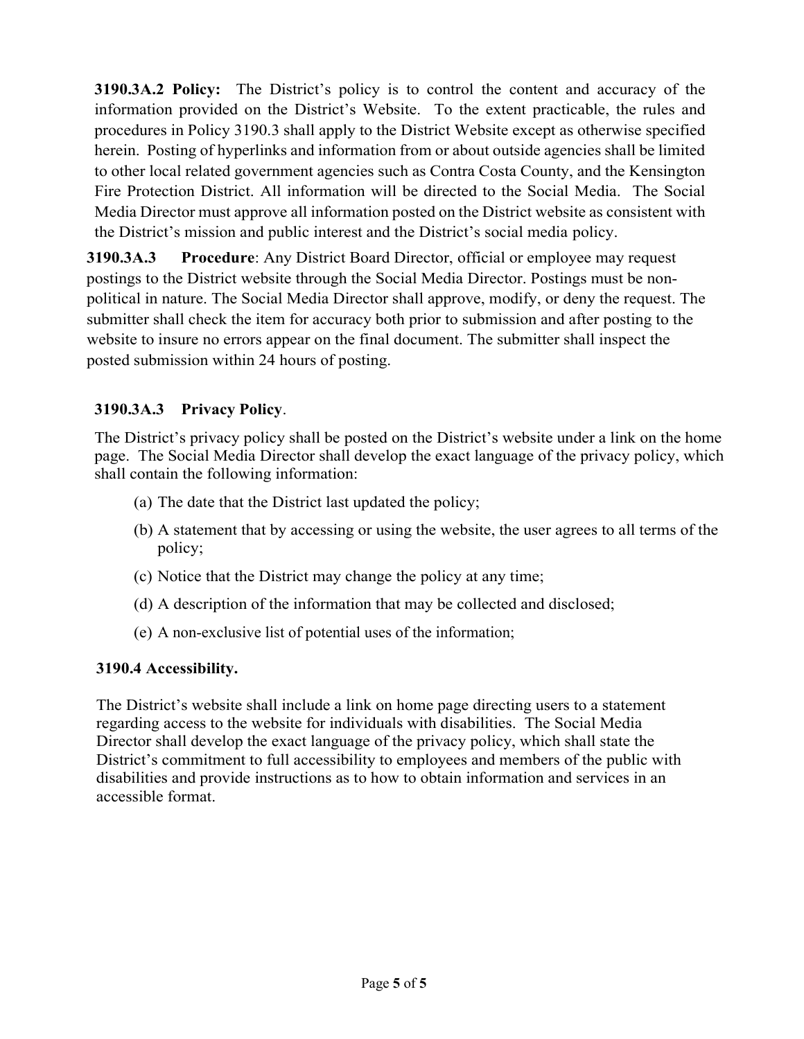**3190.3A.2 Policy:** The District's policy is to control the content and accuracy of the information provided on the District's Website. To the extent practicable, the rules and procedures in Policy 3190.3 shall apply to the District Website except as otherwise specified herein. Posting of hyperlinks and information from or about outside agencies shall be limited to other local related government agencies such as Contra Costa County, and the Kensington Fire Protection District. All information will be directed to the Social Media. The Social Media Director must approve all information posted on the District website as consistent with the District's mission and public interest and the District's social media policy.

**3190.3A.3 Procedure**: Any District Board Director, official or employee may request postings to the District website through the Social Media Director. Postings must be non-political in nature. The Social Media Director shall approve, modify, or deny the request. The submitter shall check the item for accuracy both prior to submission and after posting to the website to insure no errors appear on the final document. The submitter shall inspect the posted submission within 24 hours of posting.

**3190.3A.3 Privacy Policy**.

The District's privacy policy shall be posted on the District's website under a link on the home page. The Social Media Director shall develop the exact language of the privacy policy, which shall contain the following information:

(a) The date that the District last updated the policy;

(b) A statement that by accessing or using the website, the user agrees to all terms of the policy;

(c) Notice that the District may change the policy at any time;

(d) A description of the information that may be collected and disclosed;

(e) A non-exclusive list of potential uses of the information;

**3190.4 Accessibility.**

The District's website shall include a link on home page directing users to a statement regarding access to the website for individuals with disabilities. The Social Media Director shall develop the exact language of the privacy policy, which shall state the District's commitment to full accessibility to employees and members of the public with disabilities and provide instructions as to how to obtain information and services in an accessible format.